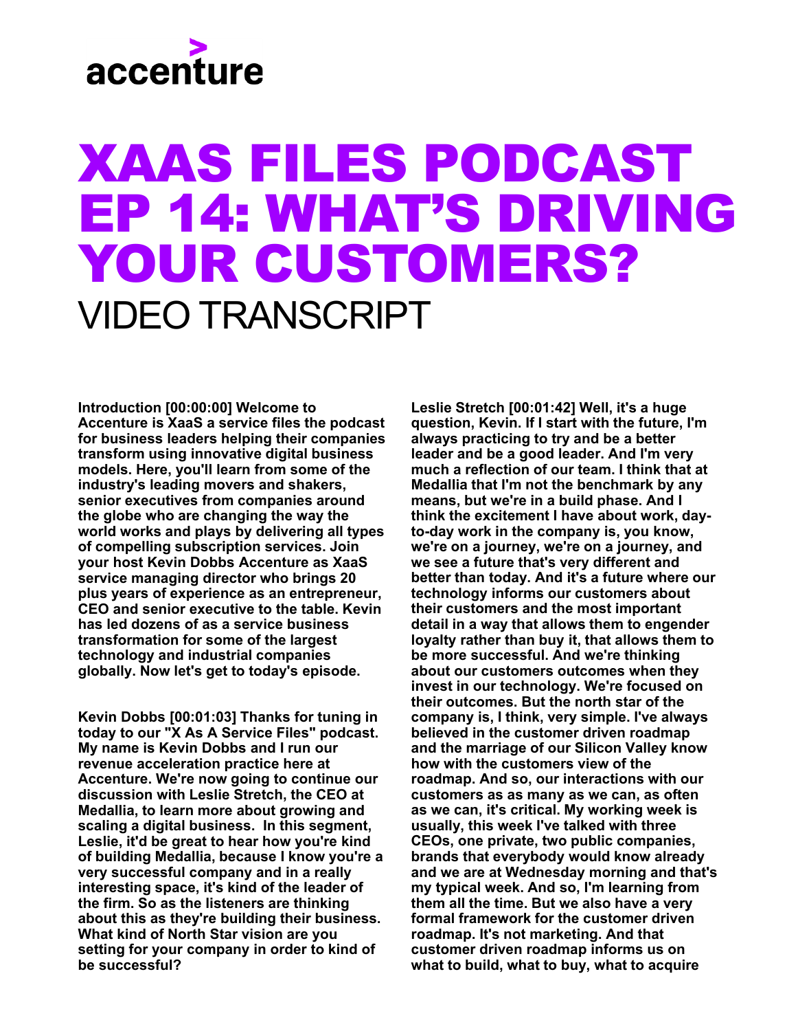accenture

# XAAS FILES PODCAST EP 14: WHAT'S DRIVING YOUR CUSTOMERS?

## VIDEO TRANSCRIPT

**Introduction [00:00:00] Welcome to Accenture is XaaS a service files the podcast for business leaders helping their companies transform using innovative digital business models. Here, you'll learn from some of the industry's leading movers and shakers, senior executives from companies around the globe who are changing the way the world works and plays by delivering all types of compelling subscription services. Join your host Kevin Dobbs Accenture as XaaS service managing director who brings 20 plus years of experience as an entrepreneur, CEO and senior executive to the table. Kevin has led dozens of as a service business transformation for some of the largest technology and industrial companies globally. Now let's get to today's episode.**

**Kevin Dobbs [00:01:03] Thanks for tuning in today to our "X As A Service Files" podcast. My name is Kevin Dobbs and I run our revenue acceleration practice here at Accenture. We're now going to continue our discussion with Leslie Stretch, the CEO at Medallia, to learn more about growing and scaling a digital business. In this segment, Leslie, it'd be great to hear how you're kind of building Medallia, because I know you're a very successful company and in a really interesting space, it's kind of the leader of the firm. So as the listeners are thinking about this as they're building their business. What kind of North Star vision are you setting for your company in order to kind of be successful?**

**Leslie Stretch [00:01:42] Well, it's a huge question, Kevin. If I start with the future, I'm always practicing to try and be a better leader and be a good leader. And I'm very much a reflection of our team. I think that at Medallia that I'm not the benchmark by any means, but we're in a build phase. And I think the excitement I have about work, day-to-day work in the company is, you know, we're on a journey, we're on a journey, and we see a future that's very different and better than today. And it's a future where our technology informs our customers about their customers and the most important detail in a way that allows them to engender loyalty rather than buy it, that allows them to be more successful. And we're thinking about our customers outcomes when they invest in our technology. We're focused on their outcomes. But the north star of the company is, I think, very simple. I've always believed in the customer driven roadmap and the marriage of our Silicon Valley know how with the customers view of the roadmap. And so, our interactions with our customers as as many as we can, as often as we can, it's critical. My working week is usually, this week I've talked with three CEOs, one private, two public companies, brands that everybody would know already and we are at Wednesday morning and that's my typical week. And so, I'm learning from them all the time. But we also have a very formal framework for the customer driven roadmap. It's not marketing. And that customer driven roadmap informs us on what to build, what to buy, what to acquire**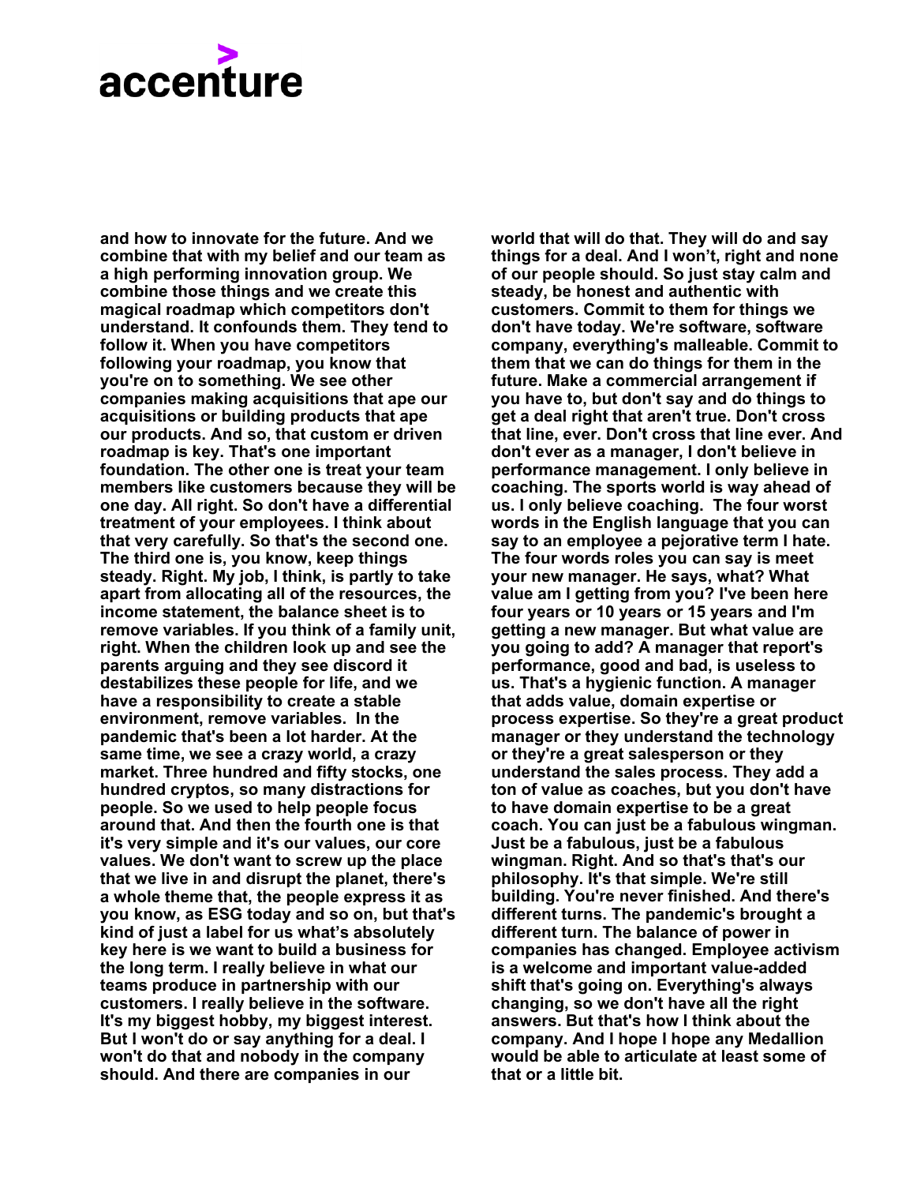and how to innovate for the future. And we combine that with my belief and our team as a high performing innovation group. We combine those things and we create this magical roadmap which competitors don't understand. It confounds them. They tend to follow it. When you have competitors following your roadmap, you know that you're on to something. We see other companies making acquisitions that ape our acquisitions or building products that ape our products. And so, that custom er driven roadmap is key. That's one important foundation. The other one is treat your team members like customers because they will be one day. All right. So don't have a differential treatment of your employees. I think about that very carefully. So that's the second one. The third one is, you know, keep things steady. Right. My job, I think, is partly to take apart from allocating all of the resources, the income statement, the balance sheet is to remove variables. If you think of a family unit, right. When the children look up and see the parents arguing and they see discord it destabilizes these people for life, and we have a responsibility to create a stable environment, remove variables. In the pandemic that's been a lot harder. At the same time, we see a crazy world, a crazy market. Three hundred and fifty stocks, one hundred cryptos, so many distractions for people. So we used to help people focus around that. And then the fourth one is that it's very simple and it's our values, our core values. We don't want to screw up the place that we live in and disrupt the planet, there's a whole theme that, the people express it as you know, as ESG today and so on, but that's kind of just a label for us what's absolutely key here is we want to build a business for the long term. I really believe in what our teams produce in partnership with our customers. I really believe in the software. It's my biggest hobby, my biggest interest. But I won't do or say anything for a deal. I won't do that and nobody in the company should. And there are companies in our world that will do that. They will do and say things for a deal. And I won't, right and none of our people should. So just stay calm and steady, be honest and authentic with customers. Commit to them for things we don't have today. We're software, software company, everything's malleable. Commit to them that we can do things for them in the future. Make a commercial arrangement if you have to, but don't say and do things to get a deal right that aren't true. Don't cross that line, ever. Don't cross that line ever. And don't ever as a manager, I don't believe in performance management. I only believe in coaching. The sports world is way ahead of us. I only believe coaching. The four worst words in the English language that you can say to an employee a pejorative term I hate. The four words roles you can say is meet your new manager. He says, what? What value am I getting from you? I've been here four years or 10 years or 15 years and I'm getting a new manager. But what value are you going to add? A manager that report's performance, good and bad, is useless to us. That's a hygienic function. A manager that adds value, domain expertise or process expertise. So they're a great product manager or they understand the technology or they're a great salesperson or they understand the sales process. They add a ton of value as coaches, but you don't have to have domain expertise to be a great coach. You can just be a fabulous wingman. Just be a fabulous, just be a fabulous wingman. Right. And so that's that's our philosophy. It's that simple. We're still building. You're never finished. And there's different turns. The pandemic's brought a different turn. The balance of power in companies has changed. Employee activism is a welcome and important value-added shift that's going on. Everything's always changing, so we don't have all the right answers. But that's how I think about the company. And I hope I hope any Medallion would be able to articulate at least some of that or a little bit.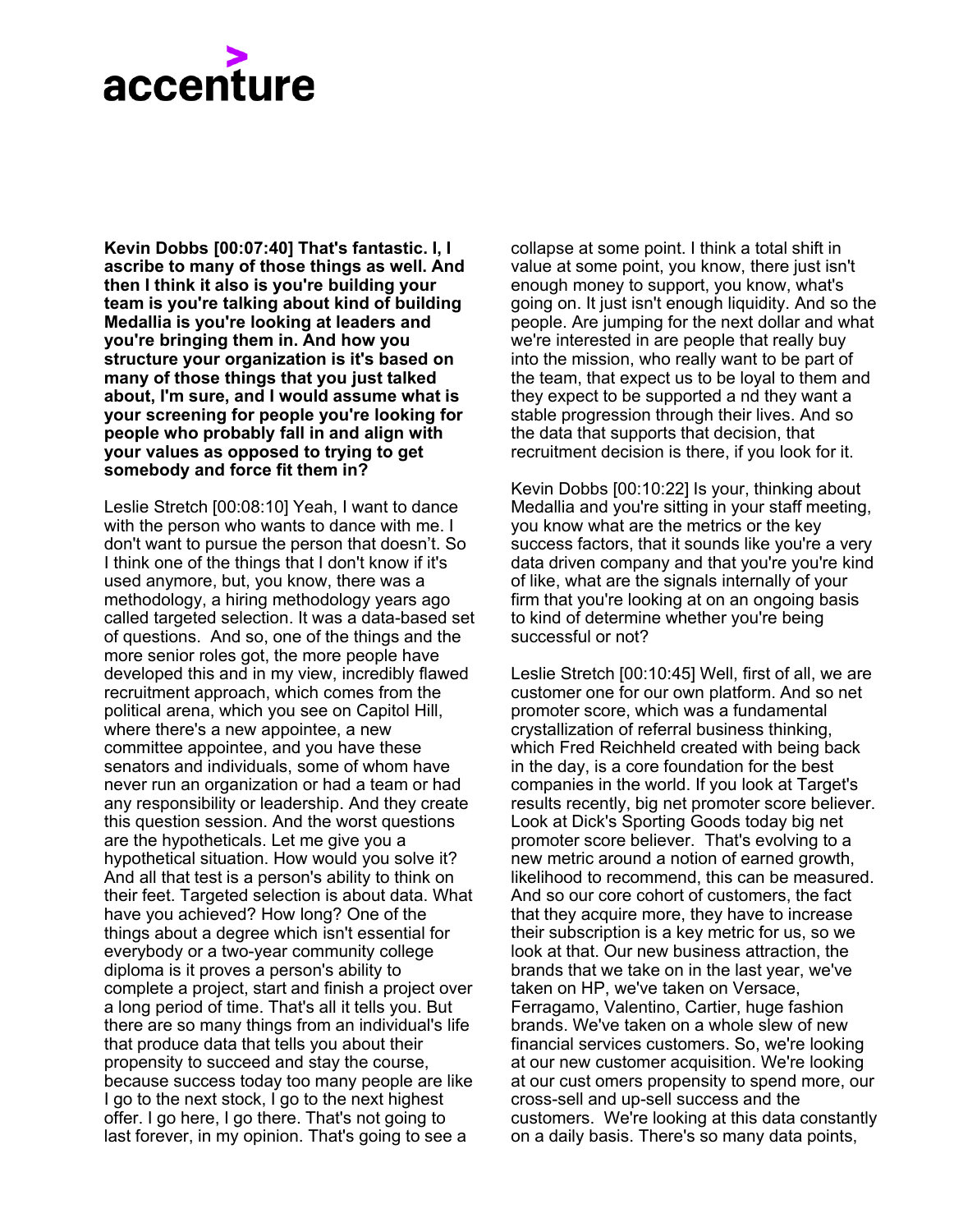**Kevin Dobbs [00:07:40] That's fantastic. I, I ascribe to many of those things as well. And then I think it also is you're building your team is you're talking about kind of building Medallia is you're looking at leaders and you're bringing them in. And how you structure your organization is it's based on many of those things that you just talked about, I'm sure, and I would assume what is your screening for people you're looking for people who probably fall in and align with your values as opposed to trying to get somebody and force fit them in?**

Leslie Stretch [00:08:10] Yeah, I want to dance with the person who wants to dance with me. I don't want to pursue the person that doesn't. So I think one of the things that I don't know if it's used anymore, but, you know, there was a methodology, a hiring methodology years ago called targeted selection. It was a data-based set of questions. And so, one of the things and the more senior roles got, the more people have developed this and in my view, incredibly flawed recruitment approach, which comes from the political arena, which you see on Capitol Hill, where there's a new appointee, a new committee appointee, and you have these senators and individuals, some of whom have never run an organization or had a team or had any responsibility or leadership. And they create this question session. And the worst questions are the hypotheticals. Let me give you a hypothetical situation. How would you solve it? And all that test is a person's ability to think on their feet. Targeted selection is about data. What have you achieved? How long? One of the things about a degree which isn't essential for everybody or a two-year community college diploma is it proves a person's ability to complete a project, start and finish a project over a long period of time. That's all it tells you. But there are so many things from an individual's life that produce data that tells you about their propensity to succeed and stay the course, because success today too many people are like I go to the next stock, I go to the next highest offer. I go here, I go there. That's not going to last forever, in my opinion. That's going to see a collapse at some point. I think a total shift in value at some point, you know, there just isn't enough money to support, you know, what's going on. It just isn't enough liquidity. And so the people. Are jumping for the next dollar and what we're interested in are people that really buy into the mission, who really want to be part of the team, that expect us to be loyal to them and they expect to be supported a nd they want a stable progression through their lives. And so the data that supports that decision, that recruitment decision is there, if you look for it.

Kevin Dobbs [00:10:22] Is your, thinking about Medallia and you're sitting in your staff meeting, you know what are the metrics or the key success factors, that it sounds like you're a very data driven company and that you're you're kind of like, what are the signals internally of your firm that you're looking at on an ongoing basis to kind of determine whether you're being successful or not?

Leslie Stretch [00:10:45] Well, first of all, we are customer one for our own platform. And so net promoter score, which was a fundamental crystallization of referral business thinking, which Fred Reichheld created with being back in the day, is a core foundation for the best companies in the world. If you look at Target's results recently, big net promoter score believer. Look at Dick's Sporting Goods today big net promoter score believer. That's evolving to a new metric around a notion of earned growth, likelihood to recommend, this can be measured. And so our core cohort of customers, the fact that they acquire more, they have to increase their subscription is a key metric for us, so we look at that. Our new business attraction, the brands that we take on in the last year, we've taken on HP, we've taken on Versace, Ferragamo, Valentino, Cartier, huge fashion brands. We've taken on a whole slew of new financial services customers. So, we're looking at our new customer acquisition. We're looking at our cust omers propensity to spend more, our cross-sell and up-sell success and the customers. We're looking at this data constantly on a daily basis. There's so many data points,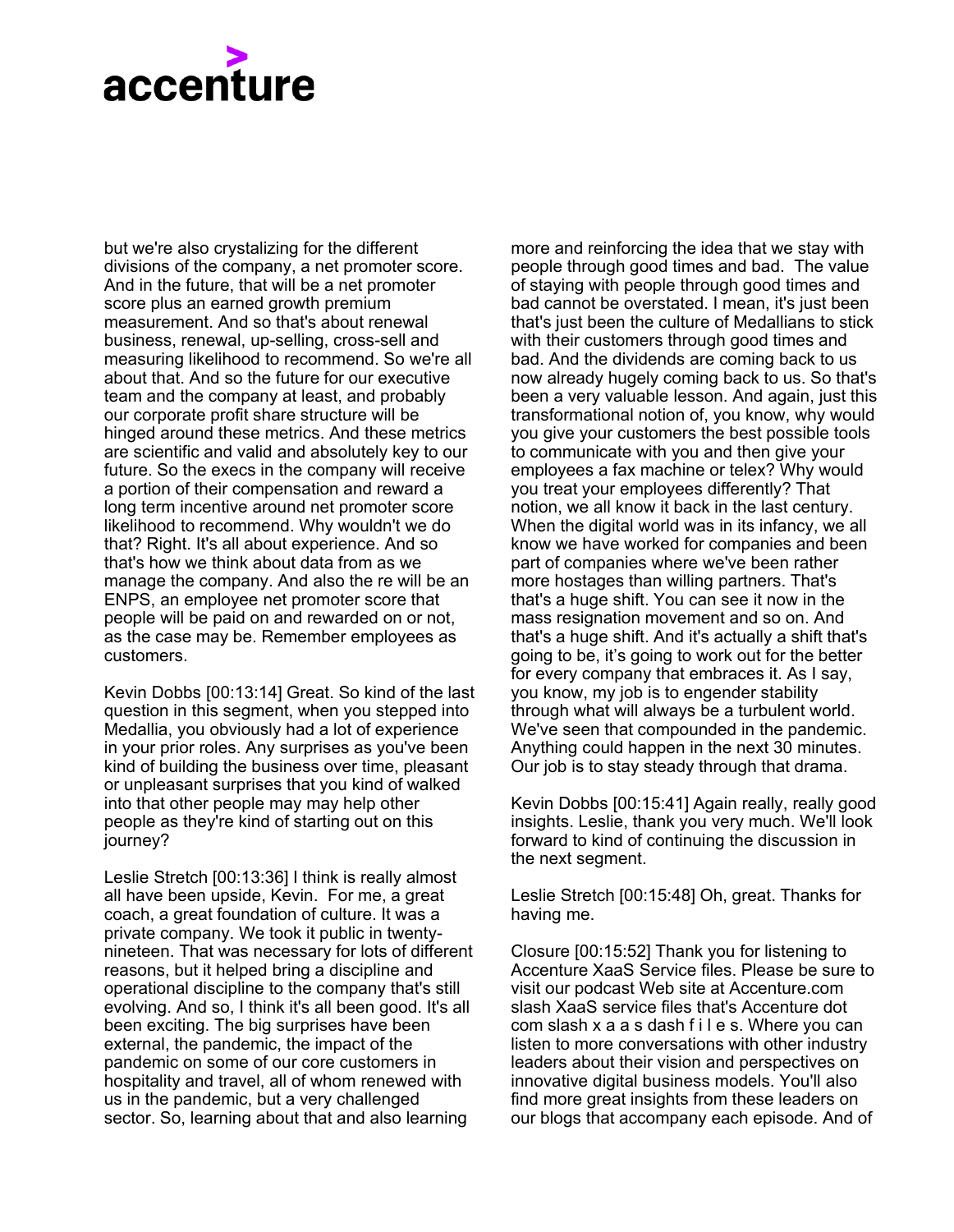but we're also crystalizing for the different divisions of the company, a net promoter score. And in the future, that will be a net promoter score plus an earned growth premium measurement. And so that's about renewal business, renewal, up-selling, cross-sell and measuring likelihood to recommend. So we're all about that. And so the future for our executive team and the company at least, and probably our corporate profit share structure will be hinged around these metrics. And these metrics are scientific and valid and absolutely key to our future. So the execs in the company will receive a portion of their compensation and reward a long term incentive around net promoter score likelihood to recommend. Why wouldn't we do that? Right. It's all about experience. And so that's how we think about data from as we manage the company. And also the re will be an ENPS, an employee net promoter score that people will be paid on and rewarded on or not, as the case may be. Remember employees as customers.

Kevin Dobbs [00:13:14] Great. So kind of the last question in this segment, when you stepped into Medallia, you obviously had a lot of experience in your prior roles. Any surprises as you've been kind of building the business over time, pleasant or unpleasant surprises that you kind of walked into that other people may may help other people as they're kind of starting out on this journey?

Leslie Stretch [00:13:36] I think is really almost all have been upside, Kevin. For me, a great coach, a great foundation of culture. It was a private company. We took it public in twenty-nineteen. That was necessary for lots of different reasons, but it helped bring a discipline and operational discipline to the company that's still evolving. And so, I think it's all been good. It's all been exciting. The big surprises have been external, the pandemic, the impact of the pandemic on some of our core customers in hospitality and travel, all of whom renewed with us in the pandemic, but a very challenged sector. So, learning about that and also learning more and reinforcing the idea that we stay with people through good times and bad. The value of staying with people through good times and bad cannot be overstated. I mean, it's just been that's just been the culture of Medallians to stick with their customers through good times and bad. And the dividends are coming back to us now already hugely coming back to us. So that's been a very valuable lesson. And again, just this transformational notion of, you know, why would you give your customers the best possible tools to communicate with you and then give your employees a fax machine or telex? Why would you treat your employees differently? That notion, we all know it back in the last century. When the digital world was in its infancy, we all know we have worked for companies and been part of companies where we've been rather more hostages than willing partners. That's that's a huge shift. You can see it now in the mass resignation movement and so on. And that's a huge shift. And it's actually a shift that's going to be, it's going to work out for the better for every company that embraces it. As I say, you know, my job is to engender stability through what will always be a turbulent world. We've seen that compounded in the pandemic. Anything could happen in the next 30 minutes. Our job is to stay steady through that drama.

Kevin Dobbs [00:15:41] Again really, really good insights. Leslie, thank you very much. We'll look forward to kind of continuing the discussion in the next segment.

Leslie Stretch [00:15:48] Oh, great. Thanks for having me.

Closure [00:15:52] Thank you for listening to Accenture XaaS Service files. Please be sure to visit our podcast Web site at Accenture.com slash XaaS service files that's Accenture dot com slash x a a s dash f i l e s. Where you can listen to more conversations with other industry leaders about their vision and perspectives on innovative digital business models. You'll also find more great insights from these leaders on our blogs that accompany each episode. And of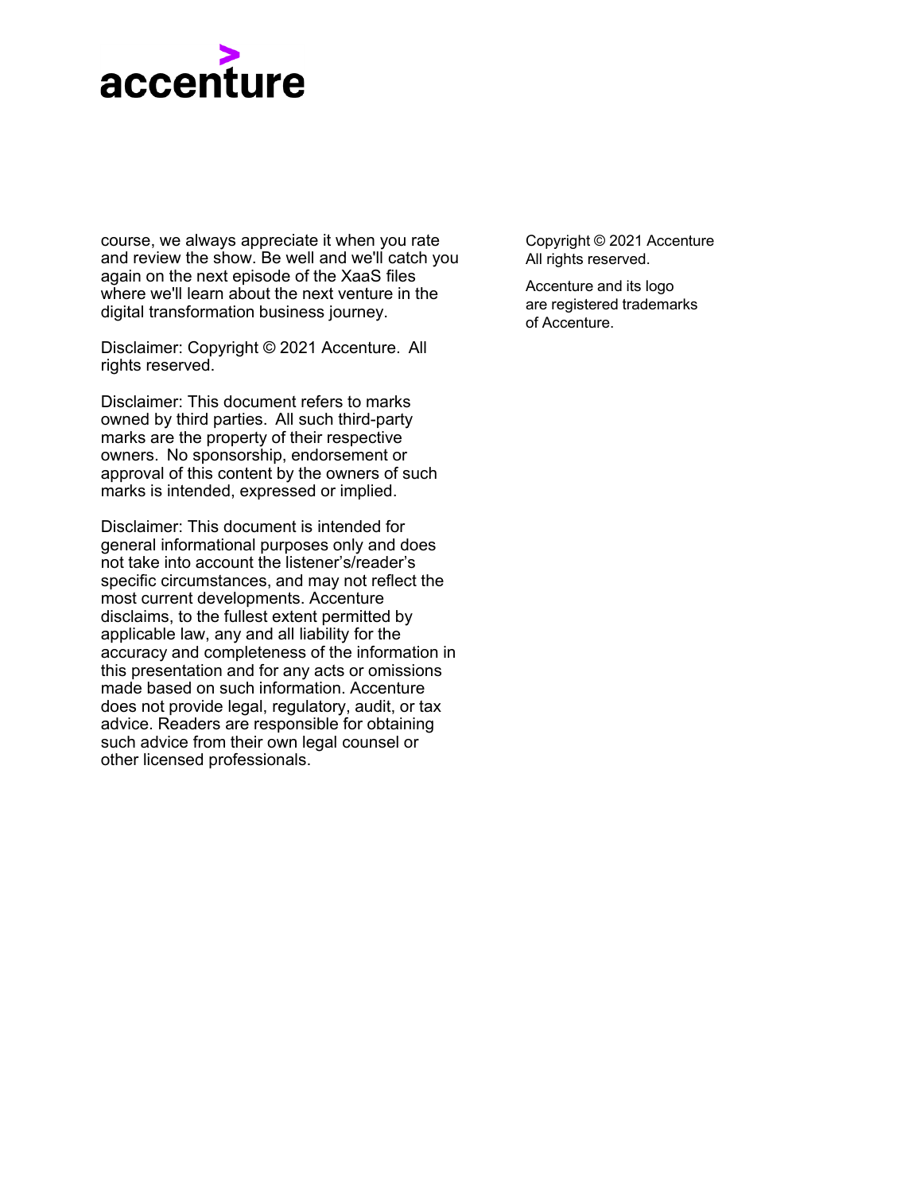course, we always appreciate it when you rate and review the show. Be well and we'll catch you again on the next episode of the XaaS files where we'll learn about the next venture in the digital transformation business journey.

Disclaimer: Copyright © 2021 Accenture. All rights reserved.

Disclaimer: This document refers to marks owned by third parties. All such third-party marks are the property of their respective owners. No sponsorship, endorsement or approval of this content by the owners of such marks is intended, expressed or implied.

Disclaimer: This document is intended for general informational purposes only and does not take into account the listener's/reader's specific circumstances, and may not reflect the most current developments. Accenture disclaims, to the fullest extent permitted by applicable law, any and all liability for the accuracy and completeness of the information in this presentation and for any acts or omissions made based on such information. Accenture does not provide legal, regulatory, audit, or tax advice. Readers are responsible for obtaining such advice from their own legal counsel or other licensed professionals.

Copyright © 2021 Accenture
All rights reserved.

Accenture and its logo are registered trademarks of Accenture.